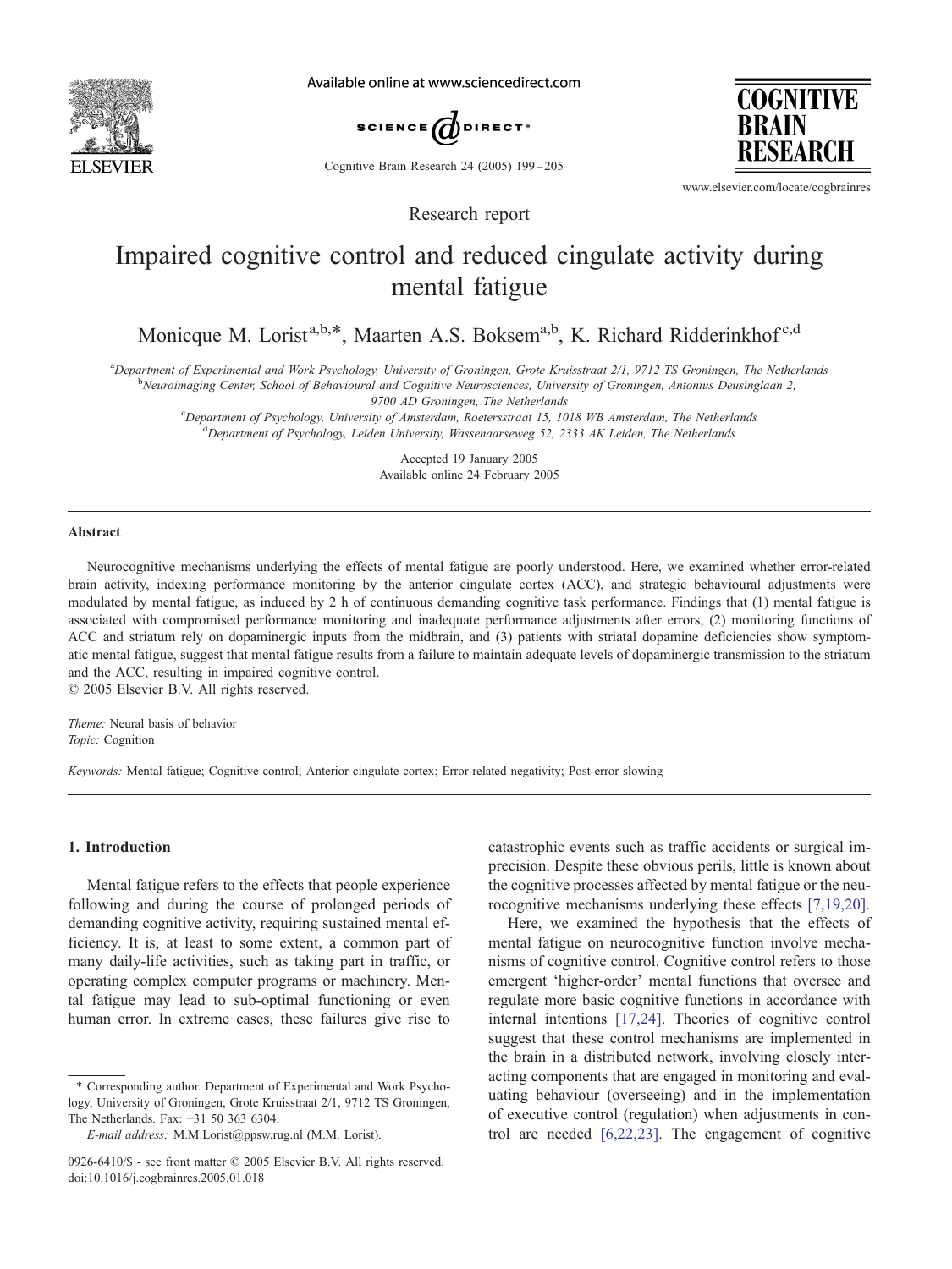Research report

# Impaired cognitive control and reduced cingulate activity during mental fatigue

Monicque M. Lorist[a,b,*], Maarten A.S. Boksem[a,b], K. Richard Ridderinkhof[c,d]

[a]Department of Experimental and Work Psychology, University of Groningen, Grote Kruisstraat 2/1, 9712 TS Groningen, The Netherlands
[b]Neuroimaging Center, School of Behavioural and Cognitive Neurosciences, University of Groningen, Antonius Deusinglaan 2, 9700 AD Groningen, The Netherlands
[c]Department of Psychology, University of Amsterdam, Roetersstraat 15, 1018 WB Amsterdam, The Netherlands
[d]Department of Psychology, Leiden University, Wassenaarseweg 52, 2333 AK Leiden, The Netherlands

Accepted 19 January 2005
Available online 24 February 2005

## Abstract

Neurocognitive mechanisms underlying the effects of mental fatigue are poorly understood. Here, we examined whether error-related brain activity, indexing performance monitoring by the anterior cingulate cortex (ACC), and strategic behavioural adjustments were modulated by mental fatigue, as induced by 2 h of continuous demanding cognitive task performance. Findings that (1) mental fatigue is associated with compromised performance monitoring and inadequate performance adjustments after errors, (2) monitoring functions of ACC and striatum rely on dopaminergic inputs from the midbrain, and (3) patients with striatal dopamine deficiencies show symptomatic mental fatigue, suggest that mental fatigue results from a failure to maintain adequate levels of dopaminergic transmission to the striatum and the ACC, resulting in impaired cognitive control.
© 2005 Elsevier B.V. All rights reserved.

*Theme:* Neural basis of behavior
*Topic:* Cognition

*Keywords:* Mental fatigue; Cognitive control; Anterior cingulate cortex; Error-related negativity; Post-error slowing

## 1. Introduction

Mental fatigue refers to the effects that people experience following and during the course of prolonged periods of demanding cognitive activity, requiring sustained mental efficiency. It is, at least to some extent, a common part of many daily-life activities, such as taking part in traffic, or operating complex computer programs or machinery. Mental fatigue may lead to sub-optimal functioning or even human error. In extreme cases, these failures give rise to catastrophic events such as traffic accidents or surgical imprecision. Despite these obvious perils, little is known about the cognitive processes affected by mental fatigue or the neurocognitive mechanisms underlying these effects [7,19,20].

Here, we examined the hypothesis that the effects of mental fatigue on neurocognitive function involve mechanisms of cognitive control. Cognitive control refers to those emergent 'higher-order' mental functions that oversee and regulate more basic cognitive functions in accordance with internal intentions [17,24]. Theories of cognitive control suggest that these control mechanisms are implemented in the brain in a distributed network, involving closely interacting components that are engaged in monitoring and evaluating behaviour (overseeing) and in the implementation of executive control (regulation) when adjustments in control are needed [6,22,23]. The engagement of cognitive

* Corresponding author. Department of Experimental and Work Psychology, University of Groningen, Grote Kruisstraat 2/1, 9712 TS Groningen, The Netherlands. Fax: +31 50 363 6304.
*E-mail address:* M.M.Lorist@ppsw.rug.nl (M.M. Lorist).

0926-6410/$ - see front matter © 2005 Elsevier B.V. All rights reserved.
doi:10.1016/j.cogbrainres.2005.01.018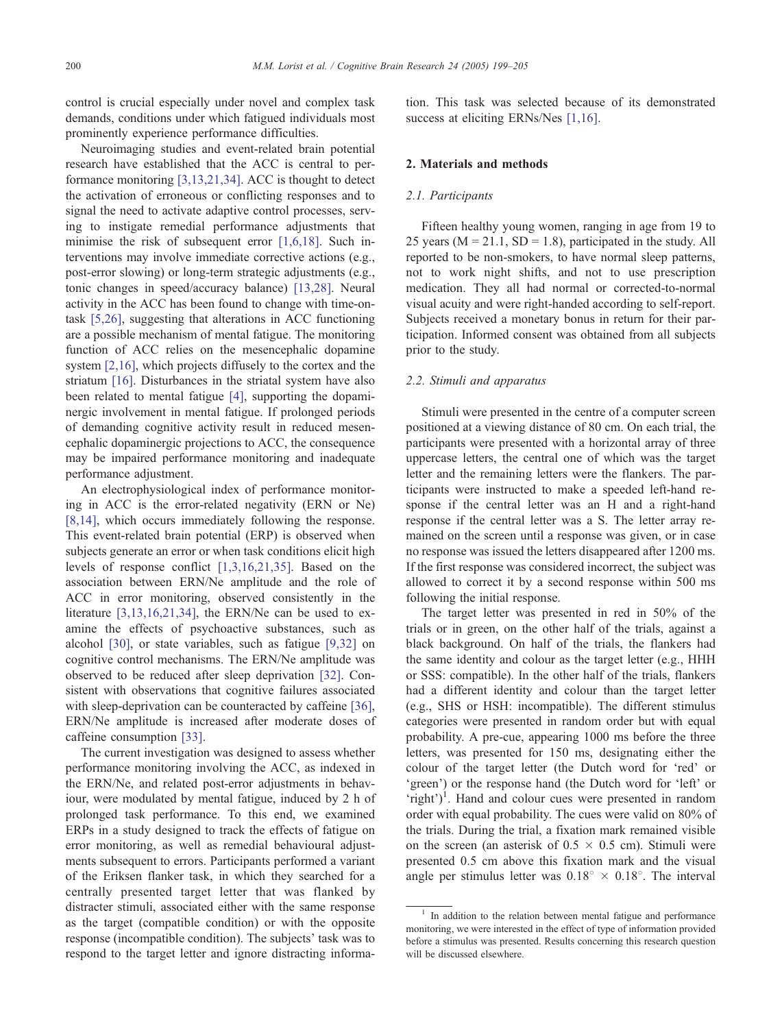control is crucial especially under novel and complex task demands, conditions under which fatigued individuals most prominently experience performance difficulties.

Neuroimaging studies and event-related brain potential research have established that the ACC is central to performance monitoring [3,13,21,34]. ACC is thought to detect the activation of erroneous or conflicting responses and to signal the need to activate adaptive control processes, serving to instigate remedial performance adjustments that minimise the risk of subsequent error [1,6,18]. Such interventions may involve immediate corrective actions (e.g., post-error slowing) or long-term strategic adjustments (e.g., tonic changes in speed/accuracy balance) [13,28]. Neural activity in the ACC has been found to change with time-on-task [5,26], suggesting that alterations in ACC functioning are a possible mechanism of mental fatigue. The monitoring function of ACC relies on the mesencephalic dopamine system [2,16], which projects diffusely to the cortex and the striatum [16]. Disturbances in the striatal system have also been related to mental fatigue [4], supporting the dopaminergic involvement in mental fatigue. If prolonged periods of demanding cognitive activity result in reduced mesencephalic dopaminergic projections to ACC, the consequence may be impaired performance monitoring and inadequate performance adjustment.

An electrophysiological index of performance monitoring in ACC is the error-related negativity (ERN or Ne) [8,14], which occurs immediately following the response. This event-related brain potential (ERP) is observed when subjects generate an error or when task conditions elicit high levels of response conflict [1,3,16,21,35]. Based on the association between ERN/Ne amplitude and the role of ACC in error monitoring, observed consistently in the literature [3,13,16,21,34], the ERN/Ne can be used to examine the effects of psychoactive substances, such as alcohol [30], or state variables, such as fatigue [9,32] on cognitive control mechanisms. The ERN/Ne amplitude was observed to be reduced after sleep deprivation [32]. Consistent with observations that cognitive failures associated with sleep-deprivation can be counteracted by caffeine [36], ERN/Ne amplitude is increased after moderate doses of caffeine consumption [33].

The current investigation was designed to assess whether performance monitoring involving the ACC, as indexed in the ERN/Ne, and related post-error adjustments in behaviour, were modulated by mental fatigue, induced by 2 h of prolonged task performance. To this end, we examined ERPs in a study designed to track the effects of fatigue on error monitoring, as well as remedial behavioural adjustments subsequent to errors. Participants performed a variant of the Eriksen flanker task, in which they searched for a centrally presented target letter that was flanked by distracter stimuli, associated either with the same response as the target (compatible condition) or with the opposite response (incompatible condition). The subjects' task was to respond to the target letter and ignore distracting information. This task was selected because of its demonstrated success at eliciting ERNs/Nes [1,16].

## 2. Materials and methods

### 2.1. Participants

Fifteen healthy young women, ranging in age from 19 to 25 years (M = 21.1, SD = 1.8), participated in the study. All reported to be non-smokers, to have normal sleep patterns, not to work night shifts, and not to use prescription medication. They all had normal or corrected-to-normal visual acuity and were right-handed according to self-report. Subjects received a monetary bonus in return for their participation. Informed consent was obtained from all subjects prior to the study.

### 2.2. Stimuli and apparatus

Stimuli were presented in the centre of a computer screen positioned at a viewing distance of 80 cm. On each trial, the participants were presented with a horizontal array of three uppercase letters, the central one of which was the target letter and the remaining letters were the flankers. The participants were instructed to make a speeded left-hand response if the central letter was an H and a right-hand response if the central letter was a S. The letter array remained on the screen until a response was given, or in case no response was issued the letters disappeared after 1200 ms. If the first response was considered incorrect, the subject was allowed to correct it by a second response within 500 ms following the initial response.

The target letter was presented in red in 50% of the trials or in green, on the other half of the trials, against a black background. On half of the trials, the flankers had the same identity and colour as the target letter (e.g., HHH or SSS: compatible). In the other half of the trials, flankers had a different identity and colour than the target letter (e.g., SHS or HSH: incompatible). The different stimulus categories were presented in random order but with equal probability. A pre-cue, appearing 1000 ms before the three letters, was presented for 150 ms, designating either the colour of the target letter (the Dutch word for 'red' or 'green') or the response hand (the Dutch word for 'left' or 'right')[1]. Hand and colour cues were presented in random order with equal probability. The cues were valid on 80% of the trials. During the trial, a fixation mark remained visible on the screen (an asterisk of $0.5 \times 0.5$ cm). Stimuli were presented 0.5 cm above this fixation mark and the visual angle per stimulus letter was $0.18^\circ \times 0.18^\circ$. The interval

[1] In addition to the relation between mental fatigue and performance monitoring, we were interested in the effect of type of information provided before a stimulus was presented. Results concerning this research question will be discussed elsewhere.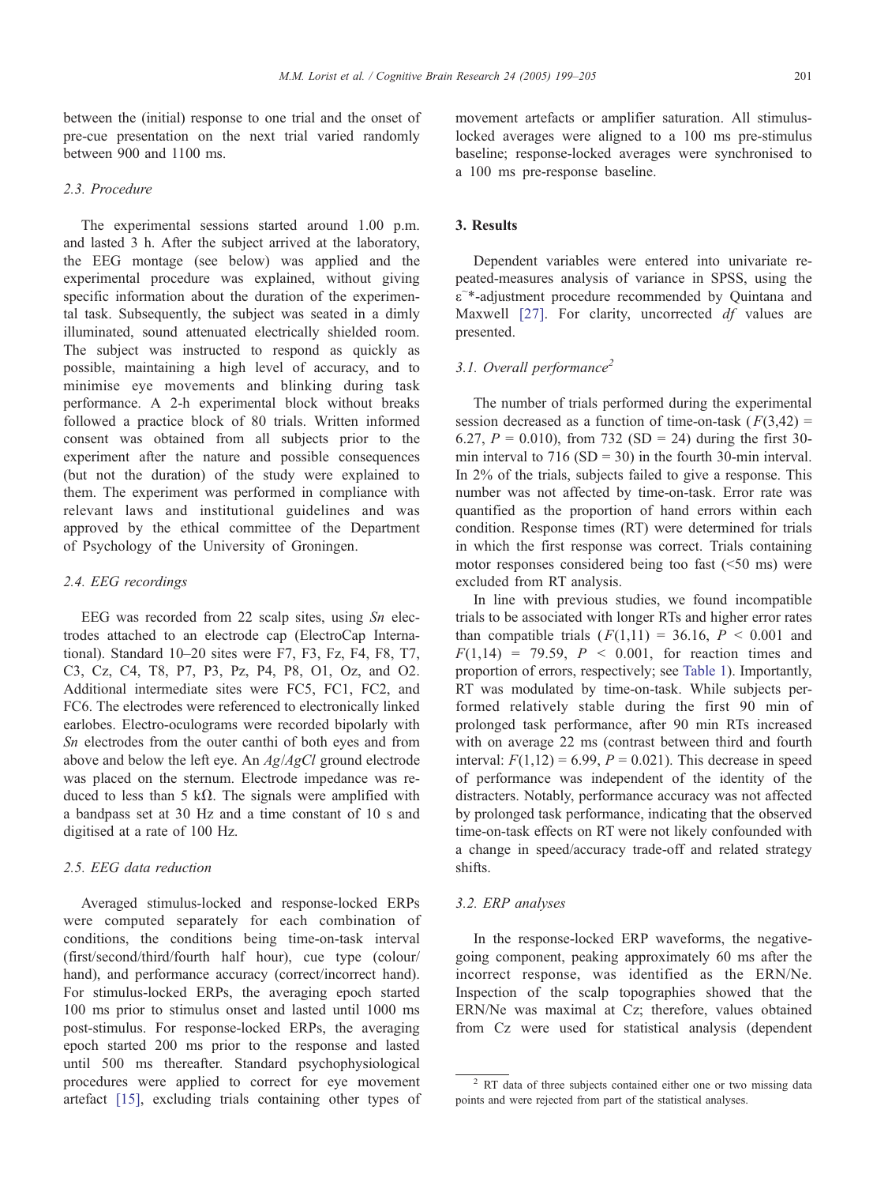between the (initial) response to one trial and the onset of pre-cue presentation on the next trial varied randomly between 900 and 1100 ms.

### 2.3. Procedure

The experimental sessions started around 1.00 p.m. and lasted 3 h. After the subject arrived at the laboratory, the EEG montage (see below) was applied and the experimental procedure was explained, without giving specific information about the duration of the experimental task. Subsequently, the subject was seated in a dimly illuminated, sound attenuated electrically shielded room. The subject was instructed to respond as quickly as possible, maintaining a high level of accuracy, and to minimise eye movements and blinking during task performance. A 2-h experimental block without breaks followed a practice block of 80 trials. Written informed consent was obtained from all subjects prior to the experiment after the nature and possible consequences (but not the duration) of the study were explained to them. The experiment was performed in compliance with relevant laws and institutional guidelines and was approved by the ethical committee of the Department of Psychology of the University of Groningen.

### 2.4. EEG recordings

EEG was recorded from 22 scalp sites, using *Sn* electrodes attached to an electrode cap (ElectroCap International). Standard 10–20 sites were F7, F3, Fz, F4, F8, T7, C3, Cz, C4, T8, P7, P3, Pz, P4, P8, O1, Oz, and O2. Additional intermediate sites were FC5, FC1, FC2, and FC6. The electrodes were referenced to electronically linked earlobes. Electro-oculograms were recorded bipolarly with *Sn* electrodes from the outer canthi of both eyes and from above and below the left eye. An *Ag*/*AgCl* ground electrode was placed on the sternum. Electrode impedance was reduced to less than 5 kΩ. The signals were amplified with a bandpass set at 30 Hz and a time constant of 10 s and digitised at a rate of 100 Hz.

### 2.5. EEG data reduction

Averaged stimulus-locked and response-locked ERPs were computed separately for each combination of conditions, the conditions being time-on-task interval (first/second/third/fourth half hour), cue type (colour/hand), and performance accuracy (correct/incorrect hand). For stimulus-locked ERPs, the averaging epoch started 100 ms prior to stimulus onset and lasted until 1000 ms post-stimulus. For response-locked ERPs, the averaging epoch started 200 ms prior to the response and lasted until 500 ms thereafter. Standard psychophysiological procedures were applied to correct for eye movement artefact [15], excluding trials containing other types of movement artefacts or amplifier saturation. All stimulus-locked averages were aligned to a 100 ms pre-stimulus baseline; response-locked averages were synchronised to a 100 ms pre-response baseline.

## 3. Results

Dependent variables were entered into univariate repeated-measures analysis of variance in SPSS, using the $\tilde{\varepsilon}$*-adjustment procedure recommended by Quintana and Maxwell [27]. For clarity, uncorrected *df* values are presented.

### 3.1. Overall performance[2]

The number of trials performed during the experimental session decreased as a function of time-on-task ($F(3,42) = 6.27$, $P = 0.010$), from 732 (SD = 24) during the first 30-min interval to 716 (SD = 30) in the fourth 30-min interval. In 2% of the trials, subjects failed to give a response. This number was not affected by time-on-task. Error rate was quantified as the proportion of hand errors within each condition. Response times (RT) were determined for trials in which the first response was correct. Trials containing motor responses considered being too fast (<50 ms) were excluded from RT analysis.

In line with previous studies, we found incompatible trials to be associated with longer RTs and higher error rates than compatible trials ($F(1,11) = 36.16$, $P < 0.001$ and $F(1,14) = 79.59$, $P < 0.001$, for reaction times and proportion of errors, respectively; see Table 1). Importantly, RT was modulated by time-on-task. While subjects performed relatively stable during the first 90 min of prolonged task performance, after 90 min RTs increased with on average 22 ms (contrast between third and fourth interval: $F(1,12) = 6.99$, $P = 0.021$). This decrease in speed of performance was independent of the identity of the distracters. Notably, performance accuracy was not affected by prolonged task performance, indicating that the observed time-on-task effects on RT were not likely confounded with a change in speed/accuracy trade-off and related strategy shifts.

### 3.2. ERP analyses

In the response-locked ERP waveforms, the negative-going component, peaking approximately 60 ms after the incorrect response, was identified as the ERN/Ne. Inspection of the scalp topographies showed that the ERN/Ne was maximal at Cz; therefore, values obtained from Cz were used for statistical analysis (dependent

[2] RT data of three subjects contained either one or two missing data points and were rejected from part of the statistical analyses.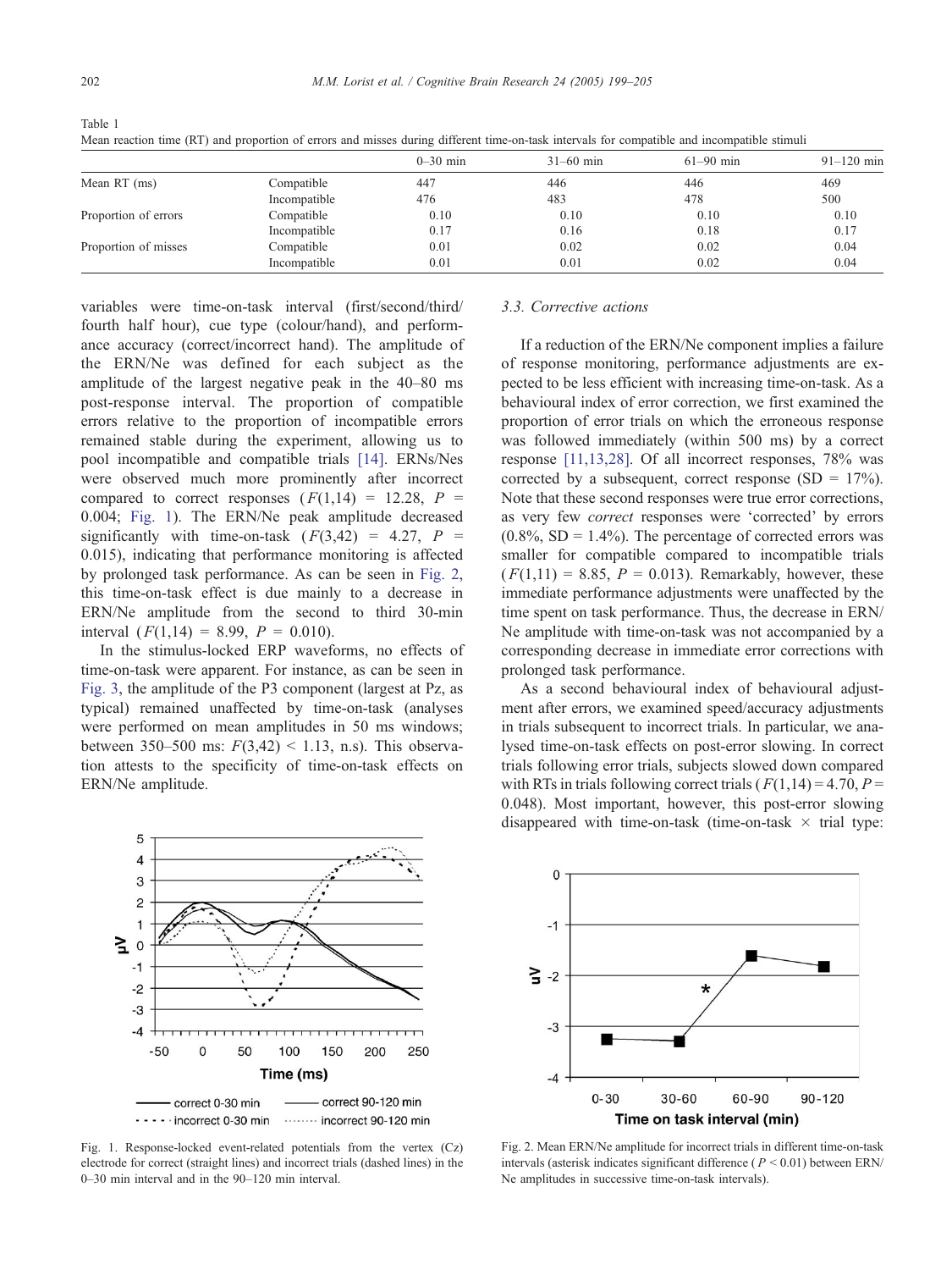Table 1
Mean reaction time (RT) and proportion of errors and misses during different time-on-task intervals for compatible and incompatible stimuli

| | | 0–30 min | 31–60 min | 61–90 min | 91–120 min |
|---|---|---|---|---|---|
| Mean RT (ms) | Compatible | 447 | 446 | 446 | 469 |
| | Incompatible | 476 | 483 | 478 | 500 |
| Proportion of errors | Compatible | 0.10 | 0.10 | 0.10 | 0.10 |
| | Incompatible | 0.17 | 0.16 | 0.18 | 0.17 |
| Proportion of misses | Compatible | 0.01 | 0.02 | 0.02 | 0.04 |
| | Incompatible | 0.01 | 0.01 | 0.02 | 0.04 |

variables were time-on-task interval (first/second/third/fourth half hour), cue type (colour/hand), and performance accuracy (correct/incorrect hand). The amplitude of the ERN/Ne was defined for each subject as the amplitude of the largest negative peak in the 40–80 ms post-response interval. The proportion of compatible errors relative to the proportion of incompatible errors remained stable during the experiment, allowing us to pool incompatible and compatible trials [14]. ERNs/Nes were observed much more prominently after incorrect compared to correct responses ($F(1,14) = 12.28$, $P = 0.004$; Fig. 1). The ERN/Ne peak amplitude decreased significantly with time-on-task ($F(3,42) = 4.27$, $P = 0.015$), indicating that performance monitoring is affected by prolonged task performance. As can be seen in Fig. 2, this time-on-task effect is due mainly to a decrease in ERN/Ne amplitude from the second to third 30-min interval ($F(1,14) = 8.99$, $P = 0.010$).

In the stimulus-locked ERP waveforms, no effects of time-on-task were apparent. For instance, as can be seen in Fig. 3, the amplitude of the P3 component (largest at Pz, as typical) remained unaffected by time-on-task (analyses were performed on mean amplitudes in 50 ms windows; between 350–500 ms: $F(3,42) < 1.13$, n.s). This observation attests to the specificity of time-on-task effects on ERN/Ne amplitude.

Fig. 1. Response-locked event-related potentials from the vertex (Cz) electrode for correct (straight lines) and incorrect trials (dashed lines) in the 0–30 min interval and in the 90–120 min interval.

### 3.3. Corrective actions

If a reduction of the ERN/Ne component implies a failure of response monitoring, performance adjustments are expected to be less efficient with increasing time-on-task. As a behavioural index of error correction, we first examined the proportion of error trials on which the erroneous response was followed immediately (within 500 ms) by a correct response [11,13,28]. Of all incorrect responses, 78% was corrected by a subsequent, correct response (SD = 17%). Note that these second responses were true error corrections, as very few *correct* responses were 'corrected' by errors (0.8%, SD = 1.4%). The percentage of corrected errors was smaller for compatible compared to incompatible trials ($F(1,11) = 8.85$, $P = 0.013$). Remarkably, however, these immediate performance adjustments were unaffected by the time spent on task performance. Thus, the decrease in ERN/Ne amplitude with time-on-task was not accompanied by a corresponding decrease in immediate error corrections with prolonged task performance.

As a second behavioural index of behavioural adjustment after errors, we examined speed/accuracy adjustments in trials subsequent to incorrect trials. In particular, we analysed time-on-task effects on post-error slowing. In correct trials following error trials, subjects slowed down compared with RTs in trials following correct trials ($F(1,14) = 4.70$, $P = 0.048$). Most important, however, this post-error slowing disappeared with time-on-task (time-on-task × trial type:

Fig. 2. Mean ERN/Ne amplitude for incorrect trials in different time-on-task intervals (asterisk indicates significant difference ($P < 0.01$) between ERN/Ne amplitudes in successive time-on-task intervals).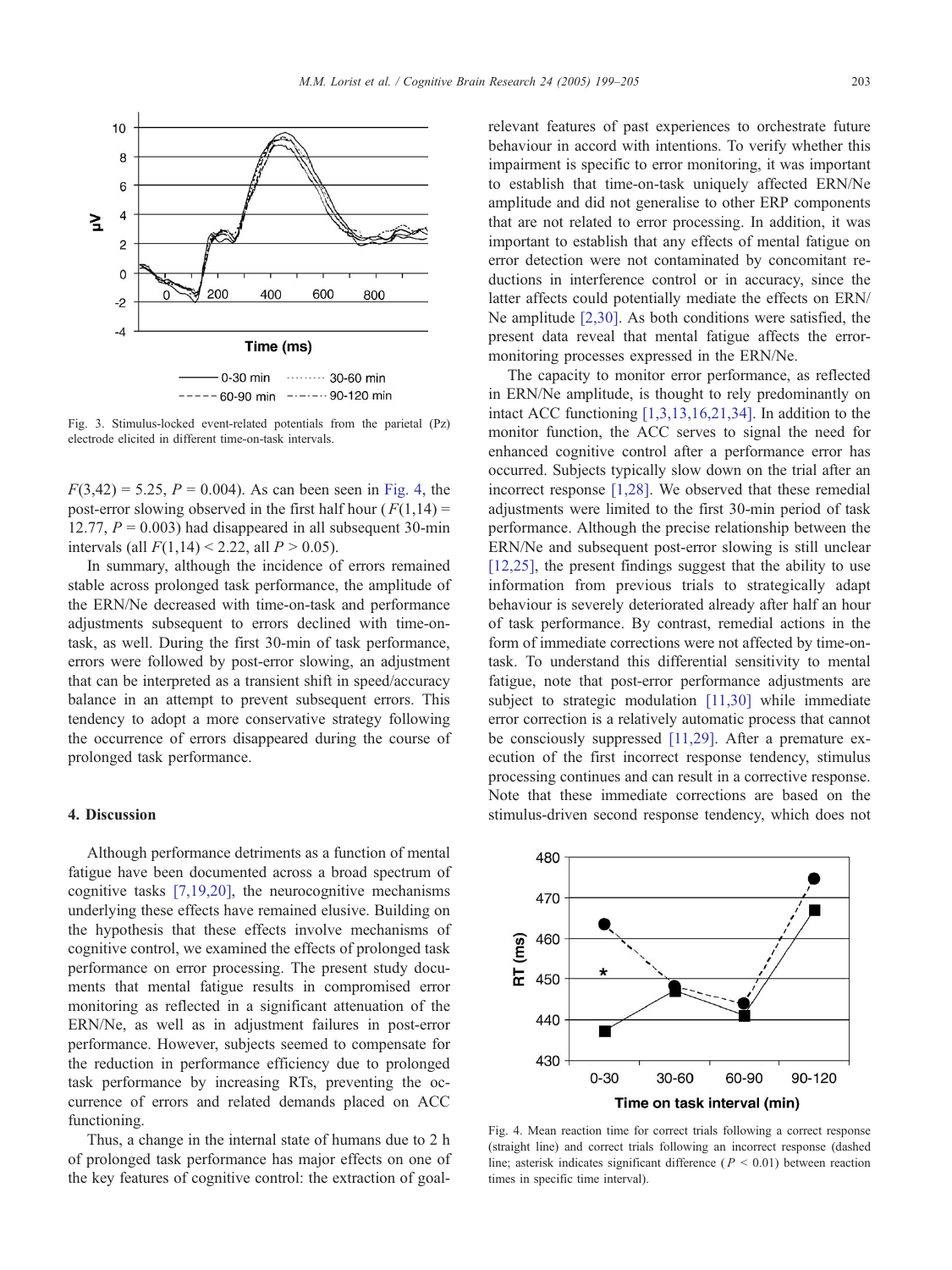Fig. 3. Stimulus-locked event-related potentials from the parietal (Pz) electrode elicited in different time-on-task intervals.

$F(3,42) = 5.25$, $P = 0.004$). As can been seen in Fig. 4, the post-error slowing observed in the first half hour ($F(1,14) = 12.77$, $P = 0.003$) had disappeared in all subsequent 30-min intervals (all $F(1,14) < 2.22$, all $P > 0.05$).

In summary, although the incidence of errors remained stable across prolonged task performance, the amplitude of the ERN/Ne decreased with time-on-task and performance adjustments subsequent to errors declined with time-on-task, as well. During the first 30-min of task performance, errors were followed by post-error slowing, an adjustment that can be interpreted as a transient shift in speed/accuracy balance in an attempt to prevent subsequent errors. This tendency to adopt a more conservative strategy following the occurrence of errors disappeared during the course of prolonged task performance.

## 4. Discussion

Although performance detriments as a function of mental fatigue have been documented across a broad spectrum of cognitive tasks [7,19,20], the neurocognitive mechanisms underlying these effects have remained elusive. Building on the hypothesis that these effects involve mechanisms of cognitive control, we examined the effects of prolonged task performance on error processing. The present study documents that mental fatigue results in compromised error monitoring as reflected in a significant attenuation of the ERN/Ne, as well as in adjustment failures in post-error performance. However, subjects seemed to compensate for the reduction in performance efficiency due to prolonged task performance by increasing RTs, preventing the occurrence of errors and related demands placed on ACC functioning.

Thus, a change in the internal state of humans due to 2 h of prolonged task performance has major effects on one of the key features of cognitive control: the extraction of goal-relevant features of past experiences to orchestrate future behaviour in accord with intentions. To verify whether this impairment is specific to error monitoring, it was important to establish that time-on-task uniquely affected ERN/Ne amplitude and did not generalise to other ERP components that are not related to error processing. In addition, it was important to establish that any effects of mental fatigue on error detection were not contaminated by concomitant reductions in interference control or in accuracy, since the latter affects could potentially mediate the effects on ERN/Ne amplitude [2,30]. As both conditions were satisfied, the present data reveal that mental fatigue affects the error-monitoring processes expressed in the ERN/Ne.

The capacity to monitor error performance, as reflected in ERN/Ne amplitude, is thought to rely predominantly on intact ACC functioning [1,3,13,16,21,34]. In addition to the monitor function, the ACC serves to signal the need for enhanced cognitive control after a performance error has occurred. Subjects typically slow down on the trial after an incorrect response [1,28]. We observed that these remedial adjustments were limited to the first 30-min period of task performance. Although the precise relationship between the ERN/Ne and subsequent post-error slowing is still unclear [12,25], the present findings suggest that the ability to use information from previous trials to strategically adapt behaviour is severely deteriorated already after half an hour of task performance. By contrast, remedial actions in the form of immediate corrections were not affected by time-on-task. To understand this differential sensitivity to mental fatigue, note that post-error performance adjustments are subject to strategic modulation [11,30] while immediate error correction is a relatively automatic process that cannot be consciously suppressed [11,29]. After a premature execution of the first incorrect response tendency, stimulus processing continues and can result in a corrective response. Note that these immediate corrections are based on the stimulus-driven second response tendency, which does not

Fig. 4. Mean reaction time for correct trials following a correct response (straight line) and correct trials following an incorrect response (dashed line; asterisk indicates significant difference ($P < 0.01$) between reaction times in specific time interval).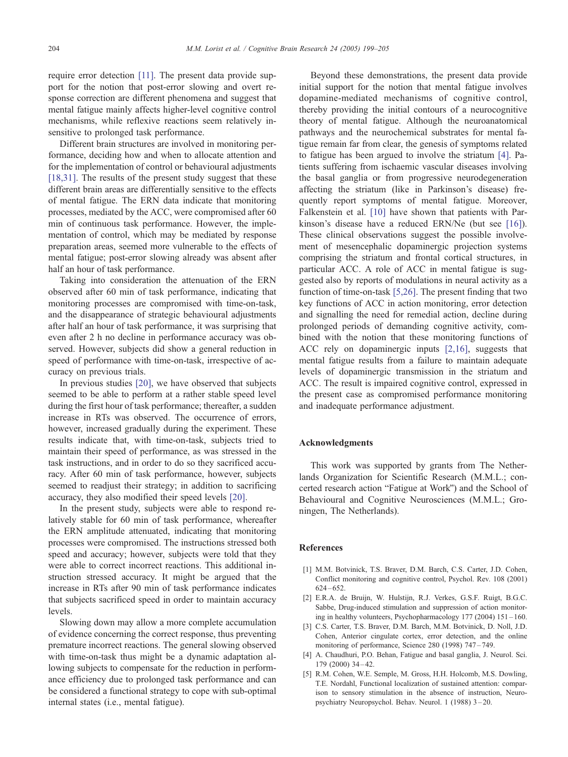require error detection [11]. The present data provide support for the notion that post-error slowing and overt response correction are different phenomena and suggest that mental fatigue mainly affects higher-level cognitive control mechanisms, while reflexive reactions seem relatively insensitive to prolonged task performance.

Different brain structures are involved in monitoring performance, deciding how and when to allocate attention and for the implementation of control or behavioural adjustments [18,31]. The results of the present study suggest that these different brain areas are differentially sensitive to the effects of mental fatigue. The ERN data indicate that monitoring processes, mediated by the ACC, were compromised after 60 min of continuous task performance. However, the implementation of control, which may be mediated by response preparation areas, seemed more vulnerable to the effects of mental fatigue; post-error slowing already was absent after half an hour of task performance.

Taking into consideration the attenuation of the ERN observed after 60 min of task performance, indicating that monitoring processes are compromised with time-on-task, and the disappearance of strategic behavioural adjustments after half an hour of task performance, it was surprising that even after 2 h no decline in performance accuracy was observed. However, subjects did show a general reduction in speed of performance with time-on-task, irrespective of accuracy on previous trials.

In previous studies [20], we have observed that subjects seemed to be able to perform at a rather stable speed level during the first hour of task performance; thereafter, a sudden increase in RTs was observed. The occurrence of errors, however, increased gradually during the experiment. These results indicate that, with time-on-task, subjects tried to maintain their speed of performance, as was stressed in the task instructions, and in order to do so they sacrificed accuracy. After 60 min of task performance, however, subjects seemed to readjust their strategy; in addition to sacrificing accuracy, they also modified their speed levels [20].

In the present study, subjects were able to respond relatively stable for 60 min of task performance, whereafter the ERN amplitude attenuated, indicating that monitoring processes were compromised. The instructions stressed both speed and accuracy; however, subjects were told that they were able to correct incorrect reactions. This additional instruction stressed accuracy. It might be argued that the increase in RTs after 90 min of task performance indicates that subjects sacrificed speed in order to maintain accuracy levels.

Slowing down may allow a more complete accumulation of evidence concerning the correct response, thus preventing premature incorrect reactions. The general slowing observed with time-on-task thus might be a dynamic adaptation allowing subjects to compensate for the reduction in performance efficiency due to prolonged task performance and can be considered a functional strategy to cope with sub-optimal internal states (i.e., mental fatigue).

Beyond these demonstrations, the present data provide initial support for the notion that mental fatigue involves dopamine-mediated mechanisms of cognitive control, thereby providing the initial contours of a neurocognitive theory of mental fatigue. Although the neuroanatomical pathways and the neurochemical substrates for mental fatigue remain far from clear, the genesis of symptoms related to fatigue has been argued to involve the striatum [4]. Patients suffering from ischaemic vascular diseases involving the basal ganglia or from progressive neurodegeneration affecting the striatum (like in Parkinson's disease) frequently report symptoms of mental fatigue. Moreover, Falkenstein et al. [10] have shown that patients with Parkinson's disease have a reduced ERN/Ne (but see [16]). These clinical observations suggest the possible involvement of mesencephalic dopaminergic projection systems comprising the striatum and frontal cortical structures, in particular ACC. A role of ACC in mental fatigue is suggested also by reports of modulations in neural activity as a function of time-on-task [5,26]. The present finding that two key functions of ACC in action monitoring, error detection and signalling the need for remedial action, decline during prolonged periods of demanding cognitive activity, combined with the notion that these monitoring functions of ACC rely on dopaminergic inputs [2,16], suggests that mental fatigue results from a failure to maintain adequate levels of dopaminergic transmission in the striatum and ACC. The result is impaired cognitive control, expressed in the present case as compromised performance monitoring and inadequate performance adjustment.

## Acknowledgments

This work was supported by grants from The Netherlands Organization for Scientific Research (M.M.L.; concerted research action "Fatigue at Work") and the School of Behavioural and Cognitive Neurosciences (M.M.L.; Groningen, The Netherlands).

## References

[1] M.M. Botvinick, T.S. Braver, D.M. Barch, C.S. Carter, J.D. Cohen, Conflict monitoring and cognitive control, Psychol. Rev. 108 (2001) 624–652.

[2] E.R.A. de Bruijn, W. Hulstijn, R.J. Verkes, G.S.F. Ruigt, B.G.C. Sabbe, Drug-induced stimulation and suppression of action monitoring in healthy volunteers, Psychopharmacology 177 (2004) 151–160.

[3] C.S. Carter, T.S. Braver, D.M. Barch, M.M. Botvinick, D. Noll, J.D. Cohen, Anterior cingulate cortex, error detection, and the online monitoring of performance, Science 280 (1998) 747–749.

[4] A. Chaudhuri, P.O. Behan, Fatigue and basal ganglia, J. Neurol. Sci. 179 (2000) 34–42.

[5] R.M. Cohen, W.E. Semple, M. Gross, H.H. Holcomb, M.S. Dowling, T.E. Nordahl, Functional localization of sustained attention: comparison to sensory stimulation in the absence of instruction, Neuropsychiatry Neuropsychol. Behav. Neurol. 1 (1988) 3–20.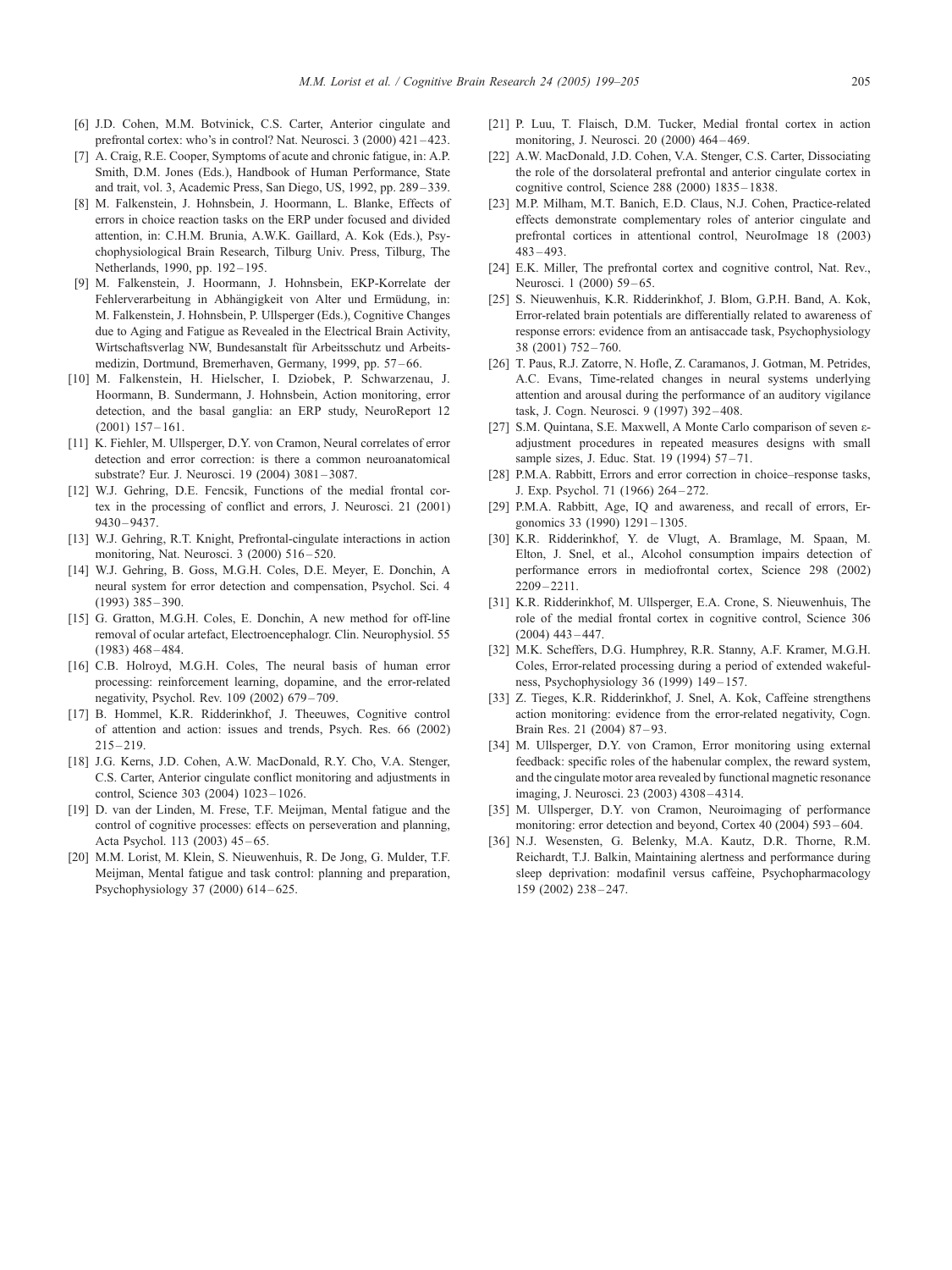[6] J.D. Cohen, M.M. Botvinick, C.S. Carter, Anterior cingulate and prefrontal cortex: who's in control? Nat. Neurosci. 3 (2000) 421–423.

[7] A. Craig, R.E. Cooper, Symptoms of acute and chronic fatigue, in: A.P. Smith, D.M. Jones (Eds.), Handbook of Human Performance, State and trait, vol. 3, Academic Press, San Diego, US, 1992, pp. 289–339.

[8] M. Falkenstein, J. Hohnsbein, J. Hoormann, L. Blanke, Effects of errors in choice reaction tasks on the ERP under focused and divided attention, in: C.H.M. Brunia, A.W.K. Gaillard, A. Kok (Eds.), Psychophysiological Brain Research, Tilburg Univ. Press, Tilburg, The Netherlands, 1990, pp. 192–195.

[9] M. Falkenstein, J. Hoormann, J. Hohnsbein, EKP-Korrelate der Fehlerverarbeitung in Abhängigkeit von Alter und Ermüdung, in: M. Falkenstein, J. Hohnsbein, P. Ullsperger (Eds.), Cognitive Changes due to Aging and Fatigue as Revealed in the Electrical Brain Activity, Wirtschaftsverlag NW, Bundesanstalt für Arbeitsschutz und Arbeitsmedizin, Dortmund, Bremerhaven, Germany, 1999, pp. 57–66.

[10] M. Falkenstein, H. Hielscher, I. Dziobek, P. Schwarzenau, J. Hoormann, B. Sundermann, J. Hohnsbein, Action monitoring, error detection, and the basal ganglia: an ERP study, NeuroReport 12 (2001) 157–161.

[11] K. Fiehler, M. Ullsperger, D.Y. von Cramon, Neural correlates of error detection and error correction: is there a common neuroanatomical substrate? Eur. J. Neurosci. 19 (2004) 3081–3087.

[12] W.J. Gehring, D.E. Fencsik, Functions of the medial frontal cortex in the processing of conflict and errors, J. Neurosci. 21 (2001) 9430–9437.

[13] W.J. Gehring, R.T. Knight, Prefrontal-cingulate interactions in action monitoring, Nat. Neurosci. 3 (2000) 516–520.

[14] W.J. Gehring, B. Goss, M.G.H. Coles, D.E. Meyer, E. Donchin, A neural system for error detection and compensation, Psychol. Sci. 4 (1993) 385–390.

[15] G. Gratton, M.G.H. Coles, E. Donchin, A new method for off-line removal of ocular artefact, Electroencephalogr. Clin. Neurophysiol. 55 (1983) 468–484.

[16] C.B. Holroyd, M.G.H. Coles, The neural basis of human error processing: reinforcement learning, dopamine, and the error-related negativity, Psychol. Rev. 109 (2002) 679–709.

[17] B. Hommel, K.R. Ridderinkhof, J. Theeuwes, Cognitive control of attention and action: issues and trends, Psych. Res. 66 (2002) 215–219.

[18] J.G. Kerns, J.D. Cohen, A.W. MacDonald, R.Y. Cho, V.A. Stenger, C.S. Carter, Anterior cingulate conflict monitoring and adjustments in control, Science 303 (2004) 1023–1026.

[19] D. van der Linden, M. Frese, T.F. Meijman, Mental fatigue and the control of cognitive processes: effects on perseveration and planning, Acta Psychol. 113 (2003) 45–65.

[20] M.M. Lorist, M. Klein, S. Nieuwenhuis, R. De Jong, G. Mulder, T.F. Meijman, Mental fatigue and task control: planning and preparation, Psychophysiology 37 (2000) 614–625.

[21] P. Luu, T. Flaisch, D.M. Tucker, Medial frontal cortex in action monitoring, J. Neurosci. 20 (2000) 464–469.

[22] A.W. MacDonald, J.D. Cohen, V.A. Stenger, C.S. Carter, Dissociating the role of the dorsolateral prefrontal and anterior cingulate cortex in cognitive control, Science 288 (2000) 1835–1838.

[23] M.P. Milham, M.T. Banich, E.D. Claus, N.J. Cohen, Practice-related effects demonstrate complementary roles of anterior cingulate and prefrontal cortices in attentional control, NeuroImage 18 (2003) 483–493.

[24] E.K. Miller, The prefrontal cortex and cognitive control, Nat. Rev., Neurosci. 1 (2000) 59–65.

[25] S. Nieuwenhuis, K.R. Ridderinkhof, J. Blom, G.P.H. Band, A. Kok, Error-related brain potentials are differentially related to awareness of response errors: evidence from an antisaccade task, Psychophysiology 38 (2001) 752–760.

[26] T. Paus, R.J. Zatorre, N. Hofle, Z. Caramanos, J. Gotman, M. Petrides, A.C. Evans, Time-related changes in neural systems underlying attention and arousal during the performance of an auditory vigilance task, J. Cogn. Neurosci. 9 (1997) 392–408.

[27] S.M. Quintana, S.E. Maxwell, A Monte Carlo comparison of seven ε-adjustment procedures in repeated measures designs with small sample sizes, J. Educ. Stat. 19 (1994) 57–71.

[28] P.M.A. Rabbitt, Errors and error correction in choice–response tasks, J. Exp. Psychol. 71 (1966) 264–272.

[29] P.M.A. Rabbitt, Age, IQ and awareness, and recall of errors, Ergonomics 33 (1990) 1291–1305.

[30] K.R. Ridderinkhof, Y. de Vlugt, A. Bramlage, M. Spaan, M. Elton, J. Snel, et al., Alcohol consumption impairs detection of performance errors in mediofrontal cortex, Science 298 (2002) 2209–2211.

[31] K.R. Ridderinkhof, M. Ullsperger, E.A. Crone, S. Nieuwenhuis, The role of the medial frontal cortex in cognitive control, Science 306 (2004) 443–447.

[32] M.K. Scheffers, D.G. Humphrey, R.R. Stanny, A.F. Kramer, M.G.H. Coles, Error-related processing during a period of extended wakefulness, Psychophysiology 36 (1999) 149–157.

[33] Z. Tieges, K.R. Ridderinkhof, J. Snel, A. Kok, Caffeine strengthens action monitoring: evidence from the error-related negativity, Cogn. Brain Res. 21 (2004) 87–93.

[34] M. Ullsperger, D.Y. von Cramon, Error monitoring using external feedback: specific roles of the habenular complex, the reward system, and the cingulate motor area revealed by functional magnetic resonance imaging, J. Neurosci. 23 (2003) 4308–4314.

[35] M. Ullsperger, D.Y. von Cramon, Neuroimaging of performance monitoring: error detection and beyond, Cortex 40 (2004) 593–604.

[36] N.J. Wesensten, G. Belenky, M.A. Kautz, D.R. Thorne, R.M. Reichardt, T.J. Balkin, Maintaining alertness and performance during sleep deprivation: modafinil versus caffeine, Psychopharmacology 159 (2002) 238–247.